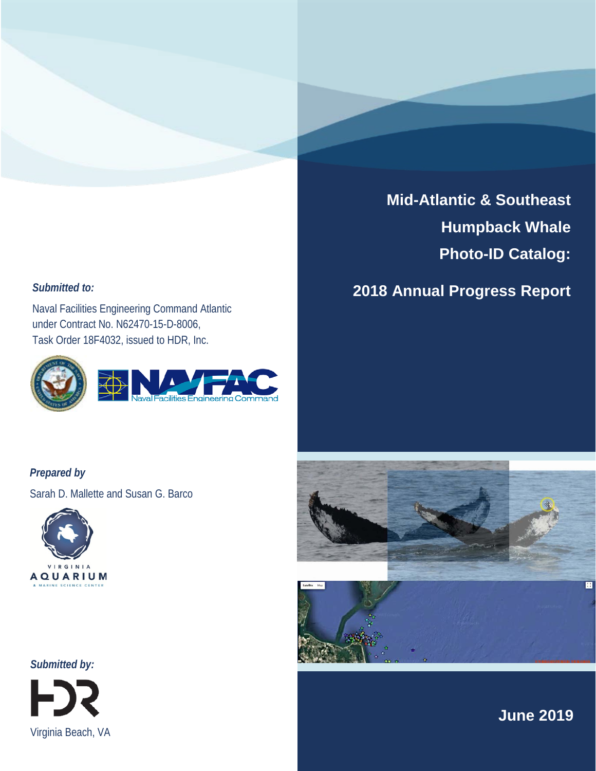# Mid-Atlantic & Southeast Humpback Whale Photo-ID Catalog:

## 2018 Annual Progress Report

*Submitted to:*

Naval Facilities Engineering Command Atlantic
under Contract No. N62470-15-D-8006,
Task Order 18F4032, issued to HDR, Inc.

*Prepared by*

Sarah D. Mallette and Susan G. Barco

*Submitted by:*

Virginia Beach, VA

**June 2019**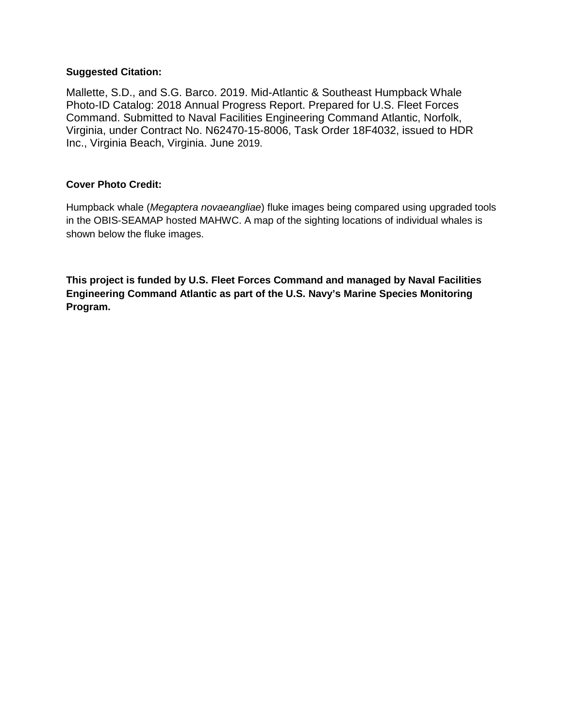**Suggested Citation:**

Mallette, S.D., and S.G. Barco. 2019. Mid-Atlantic & Southeast Humpback Whale Photo-ID Catalog: 2018 Annual Progress Report. Prepared for U.S. Fleet Forces Command. Submitted to Naval Facilities Engineering Command Atlantic, Norfolk, Virginia, under Contract No. N62470-15-8006, Task Order 18F4032, issued to HDR Inc., Virginia Beach, Virginia. June 2019.

**Cover Photo Credit:**

Humpback whale (*Megaptera novaeangliae*) fluke images being compared using upgraded tools in the OBIS-SEAMAP hosted MAHWC. A map of the sighting locations of individual whales is shown below the fluke images.

**This project is funded by U.S. Fleet Forces Command and managed by Naval Facilities Engineering Command Atlantic as part of the U.S. Navy's Marine Species Monitoring Program.**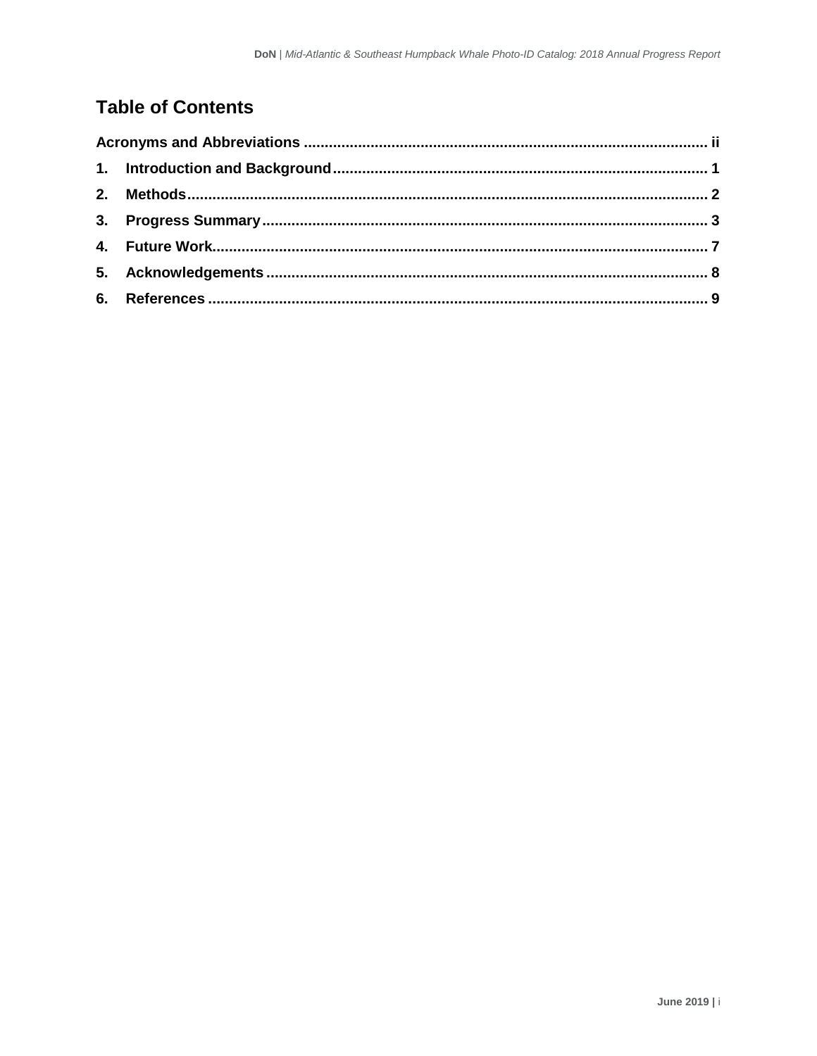# Table of Contents

**Acronyms and Abbreviations ..... ii**

**1. Introduction and Background ..... 1**

**2. Methods ..... 2**

**3. Progress Summary ..... 3**

**4. Future Work ..... 7**

**5. Acknowledgements ..... 8**

**6. References ..... 9**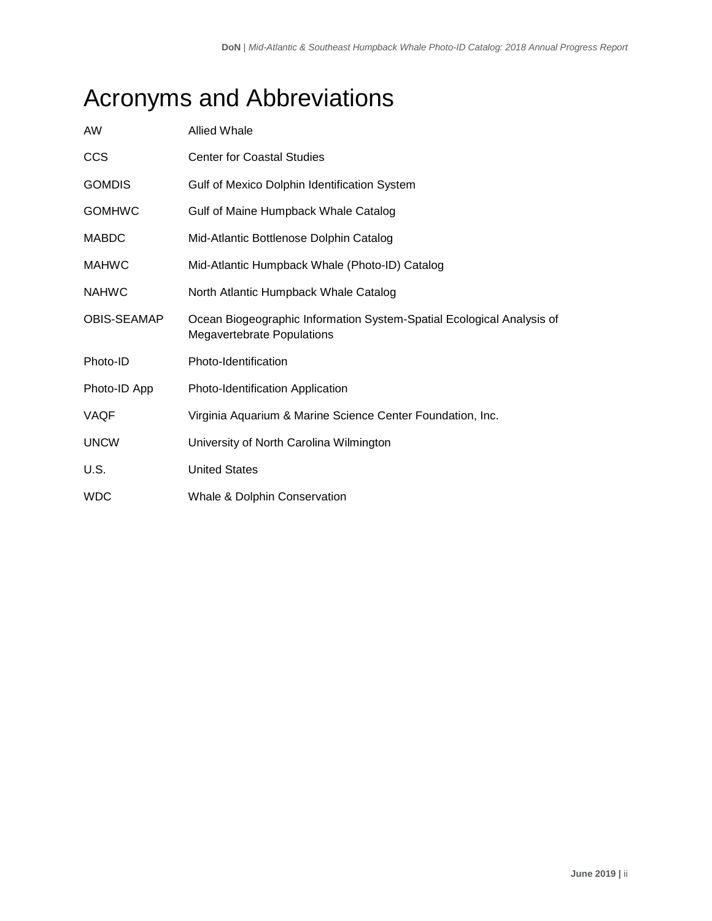# Acronyms and Abbreviations

| | |
|---|---|
| AW | Allied Whale |
| CCS | Center for Coastal Studies |
| GOMDIS | Gulf of Mexico Dolphin Identification System |
| GOMHWC | Gulf of Maine Humpback Whale Catalog |
| MABDC | Mid-Atlantic Bottlenose Dolphin Catalog |
| MAHWC | Mid-Atlantic Humpback Whale (Photo-ID) Catalog |
| NAHWC | North Atlantic Humpback Whale Catalog |
| OBIS-SEAMAP | Ocean Biogeographic Information System-Spatial Ecological Analysis of Megavertebrate Populations |
| Photo-ID | Photo-Identification |
| Photo-ID App | Photo-Identification Application |
| VAQF | Virginia Aquarium & Marine Science Center Foundation, Inc. |
| UNCW | University of North Carolina Wilmington |
| U.S. | United States |
| WDC | Whale & Dolphin Conservation |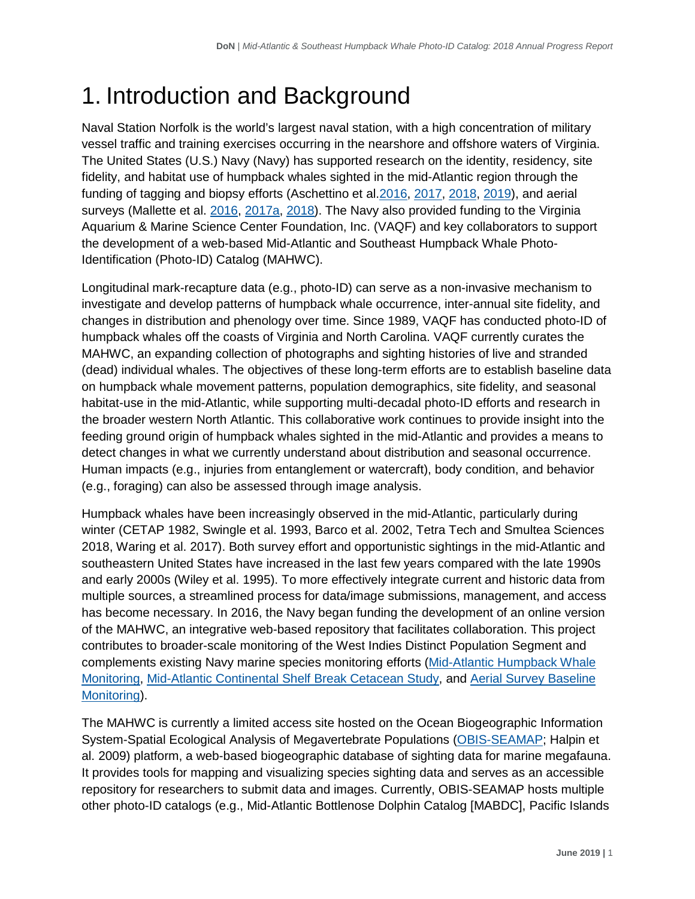# 1. Introduction and Background

Naval Station Norfolk is the world's largest naval station, with a high concentration of military vessel traffic and training exercises occurring in the nearshore and offshore waters of Virginia. The United States (U.S.) Navy (Navy) has supported research on the identity, residency, site fidelity, and habitat use of humpback whales sighted in the mid-Atlantic region through the funding of tagging and biopsy efforts (Aschettino et al.2016, 2017, 2018, 2019), and aerial surveys (Mallette et al. 2016, 2017a, 2018). The Navy also provided funding to the Virginia Aquarium & Marine Science Center Foundation, Inc. (VAQF) and key collaborators to support the development of a web-based Mid-Atlantic and Southeast Humpback Whale Photo-Identification (Photo-ID) Catalog (MAHWC).

Longitudinal mark-recapture data (e.g., photo-ID) can serve as a non-invasive mechanism to investigate and develop patterns of humpback whale occurrence, inter-annual site fidelity, and changes in distribution and phenology over time. Since 1989, VAQF has conducted photo-ID of humpback whales off the coasts of Virginia and North Carolina. VAQF currently curates the MAHWC, an expanding collection of photographs and sighting histories of live and stranded (dead) individual whales. The objectives of these long-term efforts are to establish baseline data on humpback whale movement patterns, population demographics, site fidelity, and seasonal habitat-use in the mid-Atlantic, while supporting multi-decadal photo-ID efforts and research in the broader western North Atlantic. This collaborative work continues to provide insight into the feeding ground origin of humpback whales sighted in the mid-Atlantic and provides a means to detect changes in what we currently understand about distribution and seasonal occurrence. Human impacts (e.g., injuries from entanglement or watercraft), body condition, and behavior (e.g., foraging) can also be assessed through image analysis.

Humpback whales have been increasingly observed in the mid-Atlantic, particularly during winter (CETAP 1982, Swingle et al. 1993, Barco et al. 2002, Tetra Tech and Smultea Sciences 2018, Waring et al. 2017). Both survey effort and opportunistic sightings in the mid-Atlantic and southeastern United States have increased in the last few years compared with the late 1990s and early 2000s (Wiley et al. 1995). To more effectively integrate current and historic data from multiple sources, a streamlined process for data/image submissions, management, and access has become necessary. In 2016, the Navy began funding the development of an online version of the MAHWC, an integrative web-based repository that facilitates collaboration. This project contributes to broader-scale monitoring of the West Indies Distinct Population Segment and complements existing Navy marine species monitoring efforts (Mid-Atlantic Humpback Whale Monitoring, Mid-Atlantic Continental Shelf Break Cetacean Study, and Aerial Survey Baseline Monitoring).

The MAHWC is currently a limited access site hosted on the Ocean Biogeographic Information System-Spatial Ecological Analysis of Megavertebrate Populations (OBIS-SEAMAP; Halpin et al. 2009) platform, a web-based biogeographic database of sighting data for marine megafauna. It provides tools for mapping and visualizing species sighting data and serves as an accessible repository for researchers to submit data and images. Currently, OBIS-SEAMAP hosts multiple other photo-ID catalogs (e.g., Mid-Atlantic Bottlenose Dolphin Catalog [MABDC], Pacific Islands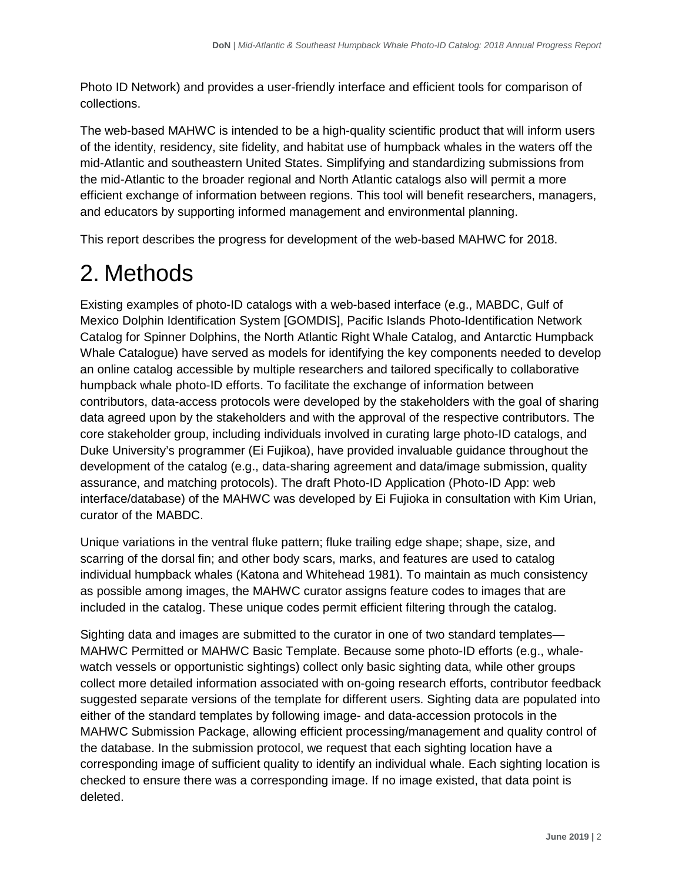Photo ID Network) and provides a user-friendly interface and efficient tools for comparison of collections.

The web-based MAHWC is intended to be a high-quality scientific product that will inform users of the identity, residency, site fidelity, and habitat use of humpback whales in the waters off the mid-Atlantic and southeastern United States. Simplifying and standardizing submissions from the mid-Atlantic to the broader regional and North Atlantic catalogs also will permit a more efficient exchange of information between regions. This tool will benefit researchers, managers, and educators by supporting informed management and environmental planning.

This report describes the progress for development of the web-based MAHWC for 2018.

# 2. Methods

Existing examples of photo-ID catalogs with a web-based interface (e.g., MABDC, Gulf of Mexico Dolphin Identification System [GOMDIS], Pacific Islands Photo-Identification Network Catalog for Spinner Dolphins, the North Atlantic Right Whale Catalog, and Antarctic Humpback Whale Catalogue) have served as models for identifying the key components needed to develop an online catalog accessible by multiple researchers and tailored specifically to collaborative humpback whale photo-ID efforts. To facilitate the exchange of information between contributors, data-access protocols were developed by the stakeholders with the goal of sharing data agreed upon by the stakeholders and with the approval of the respective contributors. The core stakeholder group, including individuals involved in curating large photo-ID catalogs, and Duke University's programmer (Ei Fujikoa), have provided invaluable guidance throughout the development of the catalog (e.g., data-sharing agreement and data/image submission, quality assurance, and matching protocols). The draft Photo-ID Application (Photo-ID App: web interface/database) of the MAHWC was developed by Ei Fujioka in consultation with Kim Urian, curator of the MABDC.

Unique variations in the ventral fluke pattern; fluke trailing edge shape; shape, size, and scarring of the dorsal fin; and other body scars, marks, and features are used to catalog individual humpback whales (Katona and Whitehead 1981). To maintain as much consistency as possible among images, the MAHWC curator assigns feature codes to images that are included in the catalog. These unique codes permit efficient filtering through the catalog.

Sighting data and images are submitted to the curator in one of two standard templates—MAHWC Permitted or MAHWC Basic Template. Because some photo-ID efforts (e.g., whale-watch vessels or opportunistic sightings) collect only basic sighting data, while other groups collect more detailed information associated with on-going research efforts, contributor feedback suggested separate versions of the template for different users. Sighting data are populated into either of the standard templates by following image- and data-accession protocols in the MAHWC Submission Package, allowing efficient processing/management and quality control of the database. In the submission protocol, we request that each sighting location have a corresponding image of sufficient quality to identify an individual whale. Each sighting location is checked to ensure there was a corresponding image. If no image existed, that data point is deleted.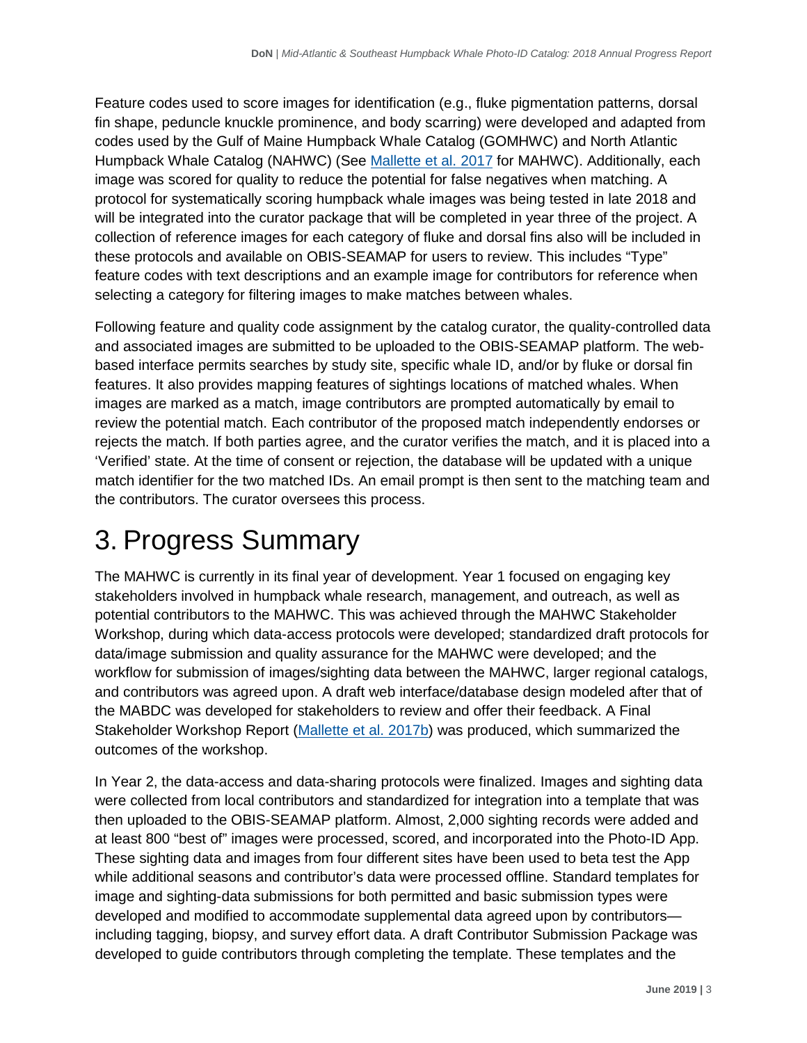Feature codes used to score images for identification (e.g., fluke pigmentation patterns, dorsal fin shape, peduncle knuckle prominence, and body scarring) were developed and adapted from codes used by the Gulf of Maine Humpback Whale Catalog (GOMHWC) and North Atlantic Humpback Whale Catalog (NAHWC) (See [Mallette et al. 2017](#) for MAHWC). Additionally, each image was scored for quality to reduce the potential for false negatives when matching. A protocol for systematically scoring humpback whale images was being tested in late 2018 and will be integrated into the curator package that will be completed in year three of the project. A collection of reference images for each category of fluke and dorsal fins also will be included in these protocols and available on OBIS-SEAMAP for users to review. This includes "Type" feature codes with text descriptions and an example image for contributors for reference when selecting a category for filtering images to make matches between whales.

Following feature and quality code assignment by the catalog curator, the quality-controlled data and associated images are submitted to be uploaded to the OBIS-SEAMAP platform. The web-based interface permits searches by study site, specific whale ID, and/or by fluke or dorsal fin features. It also provides mapping features of sightings locations of matched whales. When images are marked as a match, image contributors are prompted automatically by email to review the potential match. Each contributor of the proposed match independently endorses or rejects the match. If both parties agree, and the curator verifies the match, and it is placed into a 'Verified' state. At the time of consent or rejection, the database will be updated with a unique match identifier for the two matched IDs. An email prompt is then sent to the matching team and the contributors. The curator oversees this process.

# 3. Progress Summary

The MAHWC is currently in its final year of development. Year 1 focused on engaging key stakeholders involved in humpback whale research, management, and outreach, as well as potential contributors to the MAHWC. This was achieved through the MAHWC Stakeholder Workshop, during which data-access protocols were developed; standardized draft protocols for data/image submission and quality assurance for the MAHWC were developed; and the workflow for submission of images/sighting data between the MAHWC, larger regional catalogs, and contributors was agreed upon. A draft web interface/database design modeled after that of the MABDC was developed for stakeholders to review and offer their feedback. A Final Stakeholder Workshop Report ([Mallette et al. 2017b](#)) was produced, which summarized the outcomes of the workshop.

In Year 2, the data-access and data-sharing protocols were finalized. Images and sighting data were collected from local contributors and standardized for integration into a template that was then uploaded to the OBIS-SEAMAP platform. Almost, 2,000 sighting records were added and at least 800 "best of" images were processed, scored, and incorporated into the Photo-ID App. These sighting data and images from four different sites have been used to beta test the App while additional seasons and contributor's data were processed offline. Standard templates for image and sighting-data submissions for both permitted and basic submission types were developed and modified to accommodate supplemental data agreed upon by contributors—including tagging, biopsy, and survey effort data. A draft Contributor Submission Package was developed to guide contributors through completing the template. These templates and the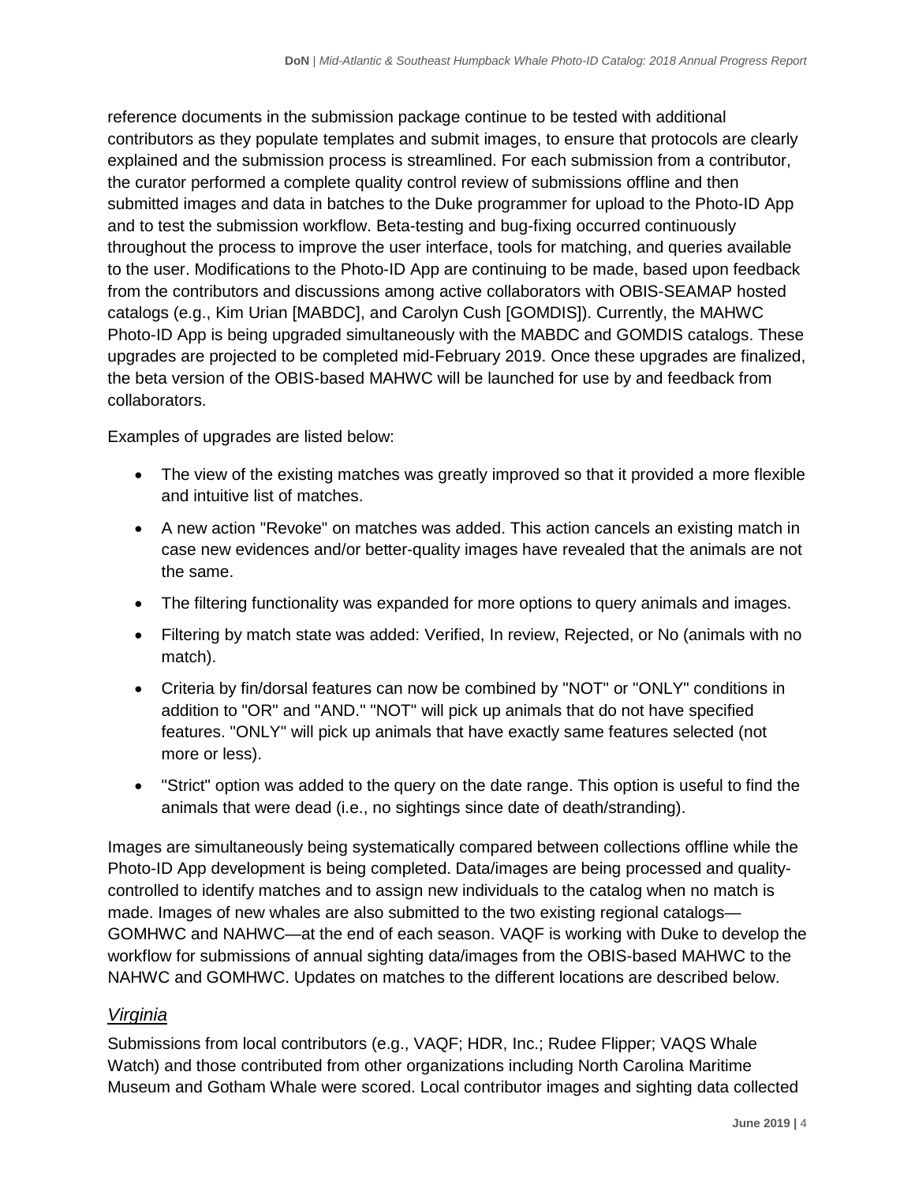reference documents in the submission package continue to be tested with additional contributors as they populate templates and submit images, to ensure that protocols are clearly explained and the submission process is streamlined. For each submission from a contributor, the curator performed a complete quality control review of submissions offline and then submitted images and data in batches to the Duke programmer for upload to the Photo-ID App and to test the submission workflow. Beta-testing and bug-fixing occurred continuously throughout the process to improve the user interface, tools for matching, and queries available to the user. Modifications to the Photo-ID App are continuing to be made, based upon feedback from the contributors and discussions among active collaborators with OBIS-SEAMAP hosted catalogs (e.g., Kim Urian [MABDC], and Carolyn Cush [GOMDIS]). Currently, the MAHWC Photo-ID App is being upgraded simultaneously with the MABDC and GOMDIS catalogs. These upgrades are projected to be completed mid-February 2019. Once these upgrades are finalized, the beta version of the OBIS-based MAHWC will be launched for use by and feedback from collaborators.

Examples of upgrades are listed below:

- The view of the existing matches was greatly improved so that it provided a more flexible and intuitive list of matches.
- A new action "Revoke" on matches was added. This action cancels an existing match in case new evidences and/or better-quality images have revealed that the animals are not the same.
- The filtering functionality was expanded for more options to query animals and images.
- Filtering by match state was added: Verified, In review, Rejected, or No (animals with no match).
- Criteria by fin/dorsal features can now be combined by "NOT" or "ONLY" conditions in addition to "OR" and "AND." "NOT" will pick up animals that do not have specified features. "ONLY" will pick up animals that have exactly same features selected (not more or less).
- "Strict" option was added to the query on the date range. This option is useful to find the animals that were dead (i.e., no sightings since date of death/stranding).

Images are simultaneously being systematically compared between collections offline while the Photo-ID App development is being completed. Data/images are being processed and quality-controlled to identify matches and to assign new individuals to the catalog when no match is made. Images of new whales are also submitted to the two existing regional catalogs—GOMHWC and NAHWC—at the end of each season. VAQF is working with Duke to develop the workflow for submissions of annual sighting data/images from the OBIS-based MAHWC to the NAHWC and GOMHWC. Updates on matches to the different locations are described below.

### *Virginia*

Submissions from local contributors (e.g., VAQF; HDR, Inc.; Rudee Flipper; VAQS Whale Watch) and those contributed from other organizations including North Carolina Maritime Museum and Gotham Whale were scored. Local contributor images and sighting data collected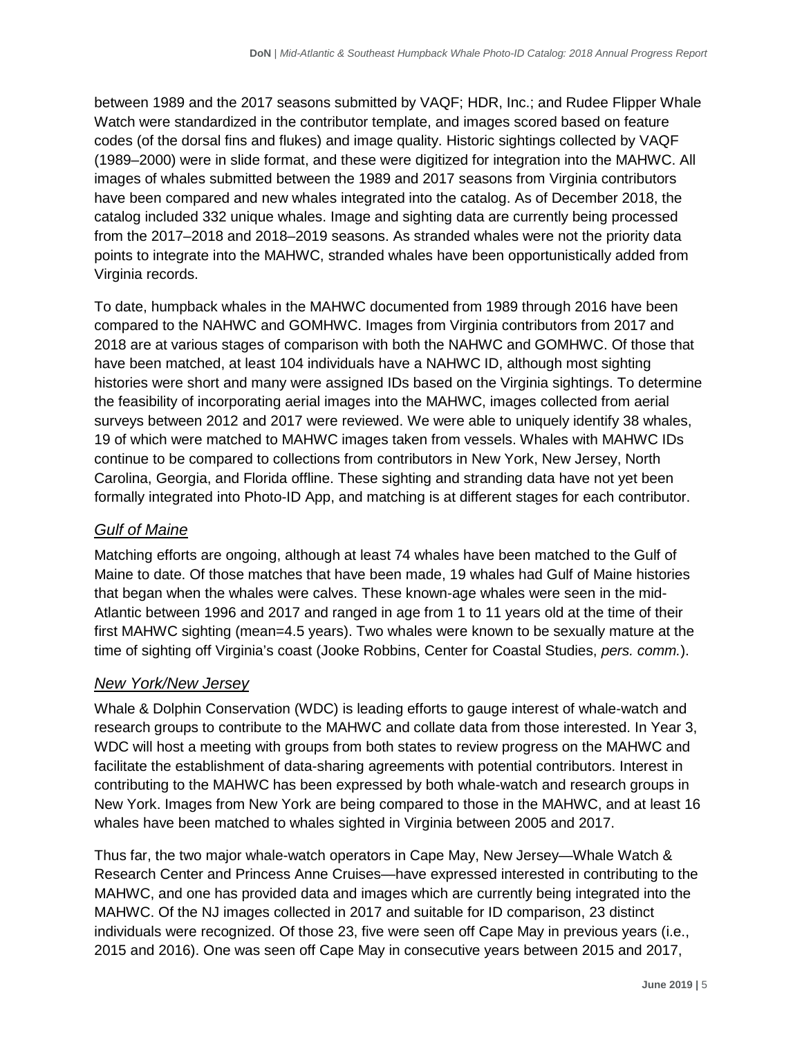between 1989 and the 2017 seasons submitted by VAQF; HDR, Inc.; and Rudee Flipper Whale Watch were standardized in the contributor template, and images scored based on feature codes (of the dorsal fins and flukes) and image quality. Historic sightings collected by VAQF (1989–2000) were in slide format, and these were digitized for integration into the MAHWC. All images of whales submitted between the 1989 and 2017 seasons from Virginia contributors have been compared and new whales integrated into the catalog. As of December 2018, the catalog included 332 unique whales. Image and sighting data are currently being processed from the 2017–2018 and 2018–2019 seasons. As stranded whales were not the priority data points to integrate into the MAHWC, stranded whales have been opportunistically added from Virginia records.

To date, humpback whales in the MAHWC documented from 1989 through 2016 have been compared to the NAHWC and GOMHWC. Images from Virginia contributors from 2017 and 2018 are at various stages of comparison with both the NAHWC and GOMHWC. Of those that have been matched, at least 104 individuals have a NAHWC ID, although most sighting histories were short and many were assigned IDs based on the Virginia sightings. To determine the feasibility of incorporating aerial images into the MAHWC, images collected from aerial surveys between 2012 and 2017 were reviewed. We were able to uniquely identify 38 whales, 19 of which were matched to MAHWC images taken from vessels. Whales with MAHWC IDs continue to be compared to collections from contributors in New York, New Jersey, North Carolina, Georgia, and Florida offline. These sighting and stranding data have not yet been formally integrated into Photo-ID App, and matching is at different stages for each contributor.

### *Gulf of Maine*

Matching efforts are ongoing, although at least 74 whales have been matched to the Gulf of Maine to date. Of those matches that have been made, 19 whales had Gulf of Maine histories that began when the whales were calves. These known-age whales were seen in the mid-Atlantic between 1996 and 2017 and ranged in age from 1 to 11 years old at the time of their first MAHWC sighting (mean=4.5 years). Two whales were known to be sexually mature at the time of sighting off Virginia's coast (Jooke Robbins, Center for Coastal Studies, *pers. comm.*).

### *New York/New Jersey*

Whale & Dolphin Conservation (WDC) is leading efforts to gauge interest of whale-watch and research groups to contribute to the MAHWC and collate data from those interested. In Year 3, WDC will host a meeting with groups from both states to review progress on the MAHWC and facilitate the establishment of data-sharing agreements with potential contributors. Interest in contributing to the MAHWC has been expressed by both whale-watch and research groups in New York. Images from New York are being compared to those in the MAHWC, and at least 16 whales have been matched to whales sighted in Virginia between 2005 and 2017.

Thus far, the two major whale-watch operators in Cape May, New Jersey—Whale Watch & Research Center and Princess Anne Cruises—have expressed interested in contributing to the MAHWC, and one has provided data and images which are currently being integrated into the MAHWC. Of the NJ images collected in 2017 and suitable for ID comparison, 23 distinct individuals were recognized. Of those 23, five were seen off Cape May in previous years (i.e., 2015 and 2016). One was seen off Cape May in consecutive years between 2015 and 2017,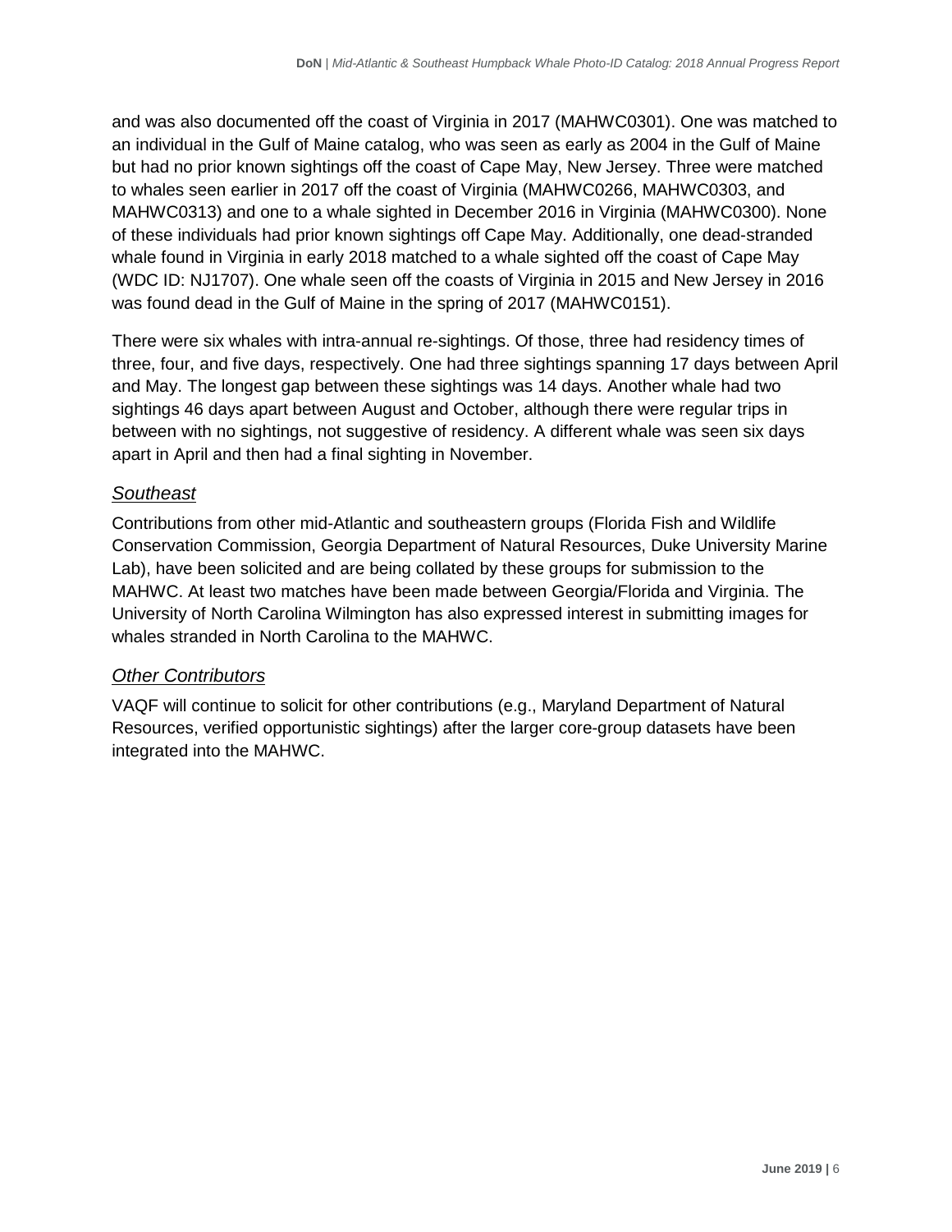and was also documented off the coast of Virginia in 2017 (MAHWC0301). One was matched to an individual in the Gulf of Maine catalog, who was seen as early as 2004 in the Gulf of Maine but had no prior known sightings off the coast of Cape May, New Jersey. Three were matched to whales seen earlier in 2017 off the coast of Virginia (MAHWC0266, MAHWC0303, and MAHWC0313) and one to a whale sighted in December 2016 in Virginia (MAHWC0300). None of these individuals had prior known sightings off Cape May. Additionally, one dead-stranded whale found in Virginia in early 2018 matched to a whale sighted off the coast of Cape May (WDC ID: NJ1707). One whale seen off the coasts of Virginia in 2015 and New Jersey in 2016 was found dead in the Gulf of Maine in the spring of 2017 (MAHWC0151).

There were six whales with intra-annual re-sightings. Of those, three had residency times of three, four, and five days, respectively. One had three sightings spanning 17 days between April and May. The longest gap between these sightings was 14 days. Another whale had two sightings 46 days apart between August and October, although there were regular trips in between with no sightings, not suggestive of residency. A different whale was seen six days apart in April and then had a final sighting in November.

### *Southeast*

Contributions from other mid-Atlantic and southeastern groups (Florida Fish and Wildlife Conservation Commission, Georgia Department of Natural Resources, Duke University Marine Lab), have been solicited and are being collated by these groups for submission to the MAHWC. At least two matches have been made between Georgia/Florida and Virginia. The University of North Carolina Wilmington has also expressed interest in submitting images for whales stranded in North Carolina to the MAHWC.

### *Other Contributors*

VAQF will continue to solicit for other contributions (e.g., Maryland Department of Natural Resources, verified opportunistic sightings) after the larger core-group datasets have been integrated into the MAHWC.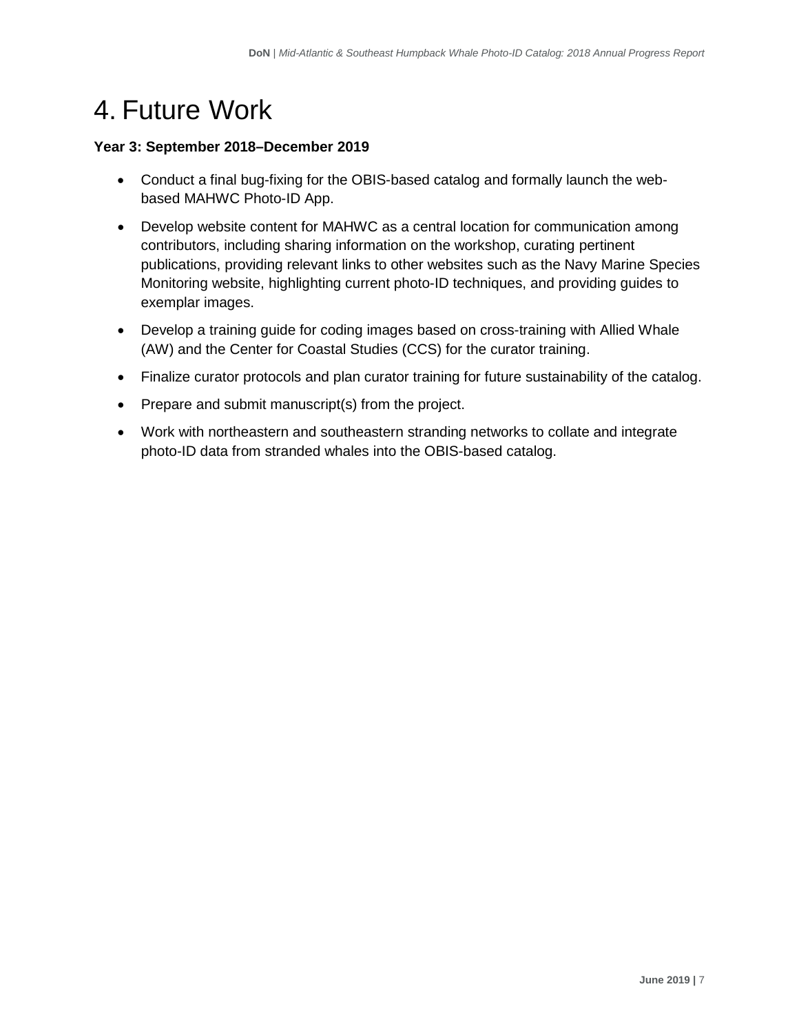# 4. Future Work

**Year 3: September 2018–December 2019**

- Conduct a final bug-fixing for the OBIS-based catalog and formally launch the web-based MAHWC Photo-ID App.
- Develop website content for MAHWC as a central location for communication among contributors, including sharing information on the workshop, curating pertinent publications, providing relevant links to other websites such as the Navy Marine Species Monitoring website, highlighting current photo-ID techniques, and providing guides to exemplar images.
- Develop a training guide for coding images based on cross-training with Allied Whale (AW) and the Center for Coastal Studies (CCS) for the curator training.
- Finalize curator protocols and plan curator training for future sustainability of the catalog.
- Prepare and submit manuscript(s) from the project.
- Work with northeastern and southeastern stranding networks to collate and integrate photo-ID data from stranded whales into the OBIS-based catalog.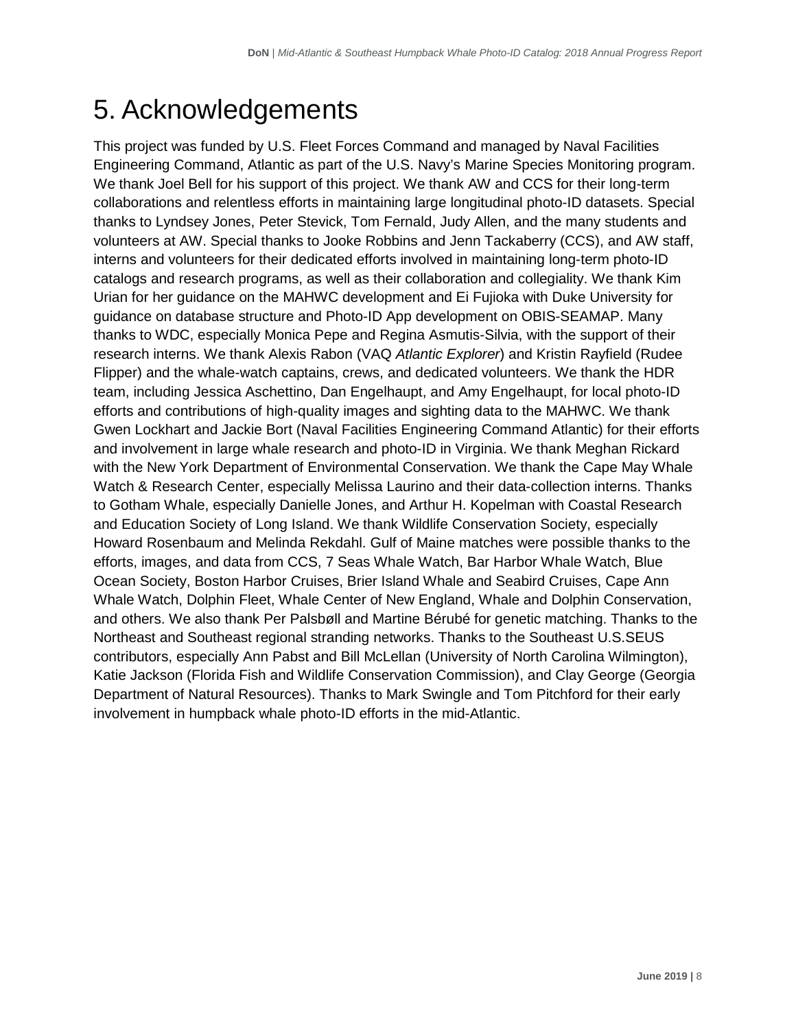# 5. Acknowledgements

This project was funded by U.S. Fleet Forces Command and managed by Naval Facilities Engineering Command, Atlantic as part of the U.S. Navy's Marine Species Monitoring program. We thank Joel Bell for his support of this project. We thank AW and CCS for their long-term collaborations and relentless efforts in maintaining large longitudinal photo-ID datasets. Special thanks to Lyndsey Jones, Peter Stevick, Tom Fernald, Judy Allen, and the many students and volunteers at AW. Special thanks to Jooke Robbins and Jenn Tackaberry (CCS), and AW staff, interns and volunteers for their dedicated efforts involved in maintaining long-term photo-ID catalogs and research programs, as well as their collaboration and collegiality. We thank Kim Urian for her guidance on the MAHWC development and Ei Fujioka with Duke University for guidance on database structure and Photo-ID App development on OBIS-SEAMAP. Many thanks to WDC, especially Monica Pepe and Regina Asmutis-Silvia, with the support of their research interns. We thank Alexis Rabon (VAQ *Atlantic Explorer*) and Kristin Rayfield (Rudee Flipper) and the whale-watch captains, crews, and dedicated volunteers. We thank the HDR team, including Jessica Aschettino, Dan Engelhaupt, and Amy Engelhaupt, for local photo-ID efforts and contributions of high-quality images and sighting data to the MAHWC. We thank Gwen Lockhart and Jackie Bort (Naval Facilities Engineering Command Atlantic) for their efforts and involvement in large whale research and photo-ID in Virginia. We thank Meghan Rickard with the New York Department of Environmental Conservation. We thank the Cape May Whale Watch & Research Center, especially Melissa Laurino and their data-collection interns. Thanks to Gotham Whale, especially Danielle Jones, and Arthur H. Kopelman with Coastal Research and Education Society of Long Island. We thank Wildlife Conservation Society, especially Howard Rosenbaum and Melinda Rekdahl. Gulf of Maine matches were possible thanks to the efforts, images, and data from CCS, 7 Seas Whale Watch, Bar Harbor Whale Watch, Blue Ocean Society, Boston Harbor Cruises, Brier Island Whale and Seabird Cruises, Cape Ann Whale Watch, Dolphin Fleet, Whale Center of New England, Whale and Dolphin Conservation, and others. We also thank Per Palsbøll and Martine Bérubé for genetic matching. Thanks to the Northeast and Southeast regional stranding networks. Thanks to the Southeast U.S.SEUS contributors, especially Ann Pabst and Bill McLellan (University of North Carolina Wilmington), Katie Jackson (Florida Fish and Wildlife Conservation Commission), and Clay George (Georgia Department of Natural Resources). Thanks to Mark Swingle and Tom Pitchford for their early involvement in humpback whale photo-ID efforts in the mid-Atlantic.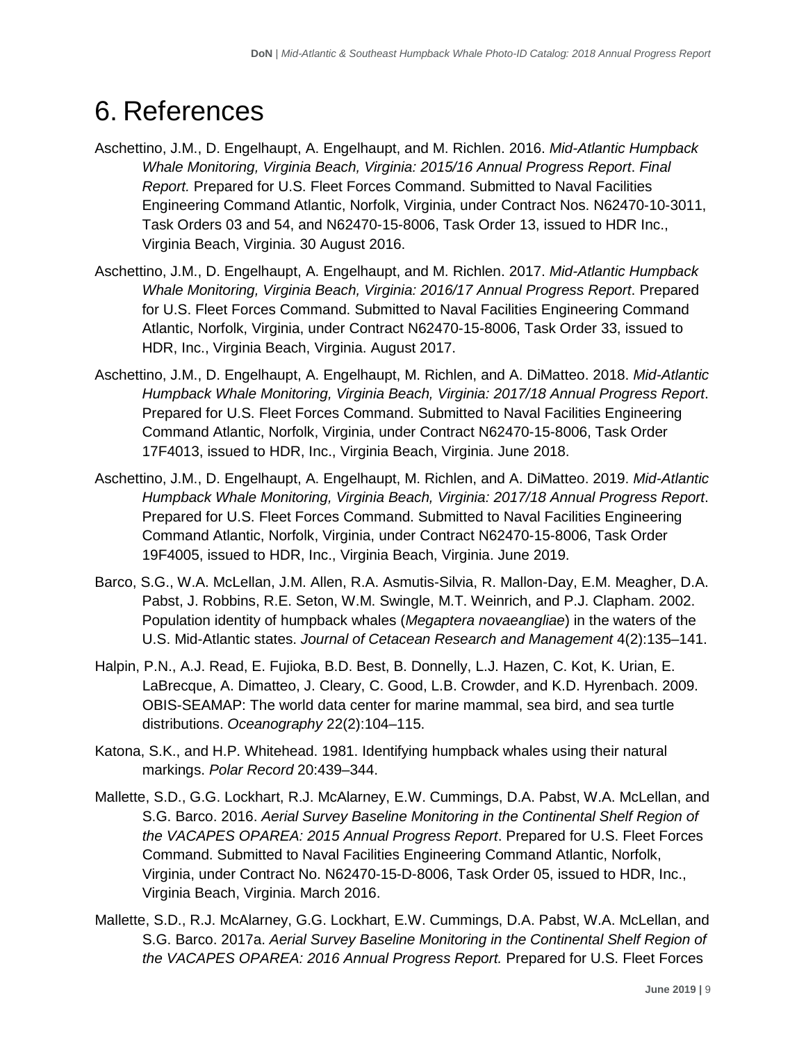# 6. References

Aschettino, J.M., D. Engelhaupt, A. Engelhaupt, and M. Richlen. 2016. *Mid-Atlantic Humpback Whale Monitoring, Virginia Beach, Virginia: 2015/16 Annual Progress Report*. *Final Report.* Prepared for U.S. Fleet Forces Command. Submitted to Naval Facilities Engineering Command Atlantic, Norfolk, Virginia, under Contract Nos. N62470-10-3011, Task Orders 03 and 54, and N62470-15-8006, Task Order 13, issued to HDR Inc., Virginia Beach, Virginia. 30 August 2016.

Aschettino, J.M., D. Engelhaupt, A. Engelhaupt, and M. Richlen. 2017. *Mid-Atlantic Humpback Whale Monitoring, Virginia Beach, Virginia: 2016/17 Annual Progress Report*. Prepared for U.S. Fleet Forces Command. Submitted to Naval Facilities Engineering Command Atlantic, Norfolk, Virginia, under Contract N62470-15-8006, Task Order 33, issued to HDR, Inc., Virginia Beach, Virginia. August 2017.

Aschettino, J.M., D. Engelhaupt, A. Engelhaupt, M. Richlen, and A. DiMatteo. 2018. *Mid-Atlantic Humpback Whale Monitoring, Virginia Beach, Virginia: 2017/18 Annual Progress Report*. Prepared for U.S. Fleet Forces Command. Submitted to Naval Facilities Engineering Command Atlantic, Norfolk, Virginia, under Contract N62470-15-8006, Task Order 17F4013, issued to HDR, Inc., Virginia Beach, Virginia. June 2018.

Aschettino, J.M., D. Engelhaupt, A. Engelhaupt, M. Richlen, and A. DiMatteo. 2019. *Mid-Atlantic Humpback Whale Monitoring, Virginia Beach, Virginia: 2017/18 Annual Progress Report*. Prepared for U.S. Fleet Forces Command. Submitted to Naval Facilities Engineering Command Atlantic, Norfolk, Virginia, under Contract N62470-15-8006, Task Order 19F4005, issued to HDR, Inc., Virginia Beach, Virginia. June 2019.

Barco, S.G., W.A. McLellan, J.M. Allen, R.A. Asmutis-Silvia, R. Mallon-Day, E.M. Meagher, D.A. Pabst, J. Robbins, R.E. Seton, W.M. Swingle, M.T. Weinrich, and P.J. Clapham. 2002. Population identity of humpback whales (*Megaptera novaeangliae*) in the waters of the U.S. Mid-Atlantic states. *Journal of Cetacean Research and Management* 4(2):135–141.

Halpin, P.N., A.J. Read, E. Fujioka, B.D. Best, B. Donnelly, L.J. Hazen, C. Kot, K. Urian, E. LaBrecque, A. Dimatteo, J. Cleary, C. Good, L.B. Crowder, and K.D. Hyrenbach. 2009. OBIS-SEAMAP: The world data center for marine mammal, sea bird, and sea turtle distributions. *Oceanography* 22(2):104–115.

Katona, S.K., and H.P. Whitehead. 1981. Identifying humpback whales using their natural markings. *Polar Record* 20:439–344.

Mallette, S.D., G.G. Lockhart, R.J. McAlarney, E.W. Cummings, D.A. Pabst, W.A. McLellan, and S.G. Barco. 2016. *Aerial Survey Baseline Monitoring in the Continental Shelf Region of the VACAPES OPAREA: 2015 Annual Progress Report*. Prepared for U.S. Fleet Forces Command. Submitted to Naval Facilities Engineering Command Atlantic, Norfolk, Virginia, under Contract No. N62470-15-D-8006, Task Order 05, issued to HDR, Inc., Virginia Beach, Virginia. March 2016.

Mallette, S.D., R.J. McAlarney, G.G. Lockhart, E.W. Cummings, D.A. Pabst, W.A. McLellan, and S.G. Barco. 2017a. *Aerial Survey Baseline Monitoring in the Continental Shelf Region of the VACAPES OPAREA: 2016 Annual Progress Report.* Prepared for U.S. Fleet Forces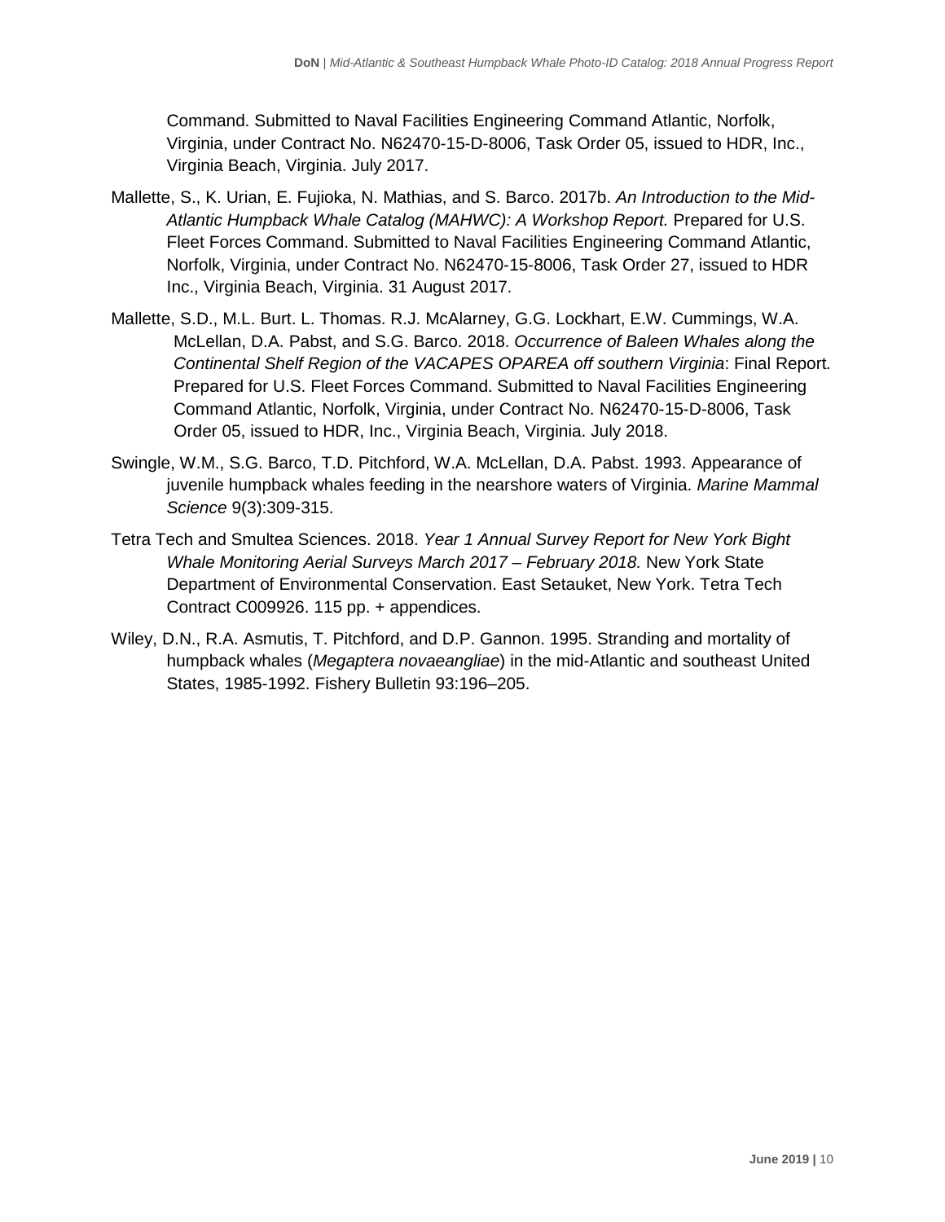Command. Submitted to Naval Facilities Engineering Command Atlantic, Norfolk, Virginia, under Contract No. N62470-15-D-8006, Task Order 05, issued to HDR, Inc., Virginia Beach, Virginia. July 2017.

Mallette, S., K. Urian, E. Fujioka, N. Mathias, and S. Barco. 2017b. *An Introduction to the Mid-Atlantic Humpback Whale Catalog (MAHWC): A Workshop Report.* Prepared for U.S. Fleet Forces Command. Submitted to Naval Facilities Engineering Command Atlantic, Norfolk, Virginia, under Contract No. N62470-15-8006, Task Order 27, issued to HDR Inc., Virginia Beach, Virginia. 31 August 2017.

Mallette, S.D., M.L. Burt. L. Thomas. R.J. McAlarney, G.G. Lockhart, E.W. Cummings, W.A. McLellan, D.A. Pabst, and S.G. Barco. 2018. *Occurrence of Baleen Whales along the Continental Shelf Region of the VACAPES OPAREA off southern Virginia*: Final Report. Prepared for U.S. Fleet Forces Command. Submitted to Naval Facilities Engineering Command Atlantic, Norfolk, Virginia, under Contract No. N62470-15-D-8006, Task Order 05, issued to HDR, Inc., Virginia Beach, Virginia. July 2018.

Swingle, W.M., S.G. Barco, T.D. Pitchford, W.A. McLellan, D.A. Pabst. 1993. Appearance of juvenile humpback whales feeding in the nearshore waters of Virginia. *Marine Mammal Science* 9(3):309-315.

Tetra Tech and Smultea Sciences. 2018. *Year 1 Annual Survey Report for New York Bight Whale Monitoring Aerial Surveys March 2017 – February 2018.* New York State Department of Environmental Conservation. East Setauket, New York. Tetra Tech Contract C009926. 115 pp. + appendices.

Wiley, D.N., R.A. Asmutis, T. Pitchford, and D.P. Gannon. 1995. Stranding and mortality of humpback whales (*Megaptera novaeangliae*) in the mid-Atlantic and southeast United States, 1985-1992. Fishery Bulletin 93:196–205.